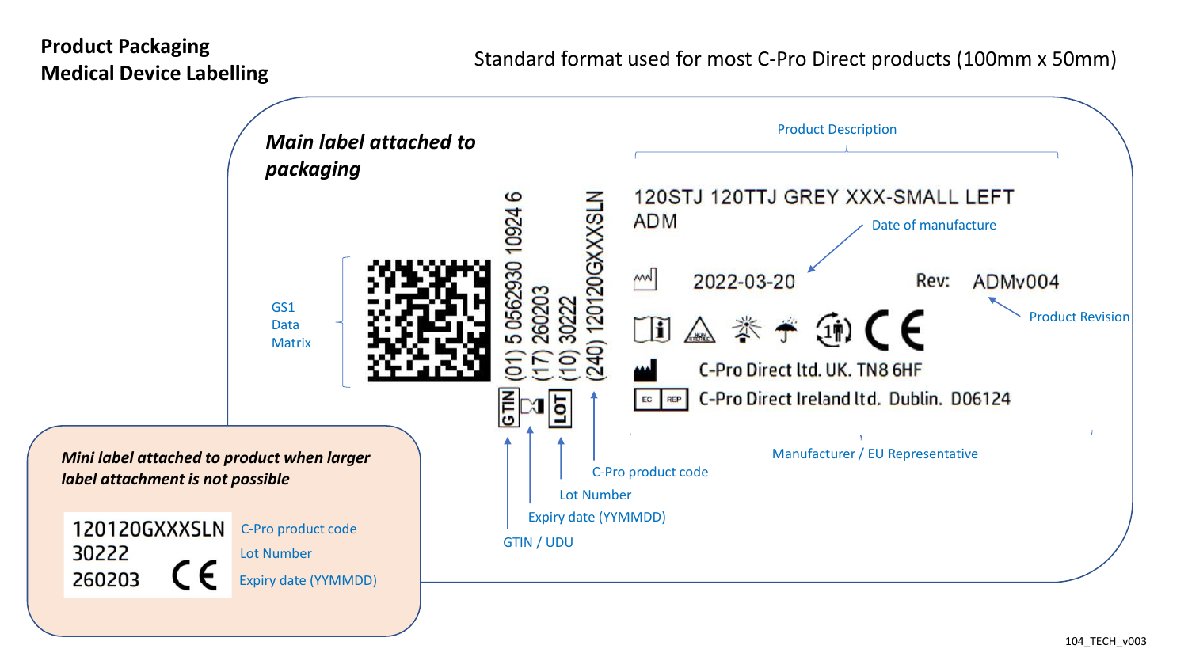# Product Packaging
## Medical Device Labelling

Standard format used for most C-Pro Direct products (100mm x 50mm)

### *Main label attached to packaging*

GS1 Data Matrix

(01) 5 0562930 10924 6
(17) 260203
(10) 30222
(240) 120120GXXXSLN

GTIN / UDU
Expiry date (YYMMDD)
Lot Number
C-Pro product code

Product Description

120STJ 120TTJ GREY XXX-SMALL LEFT ADM

Date of manufacture

2022-03-20

Rev: ADMv004

Product Revision

C-Pro Direct ltd. UK. TN8 6HF

EC REP C-Pro Direct Ireland ltd. Dublin. D06124

Manufacturer / EU Representative

### *Mini label attached to product when larger label attachment is not possible*

| | |
|---|---|
| 120120GXXXSLN | C-Pro product code |
| 30222 | Lot Number |
| 260203 | Expiry date (YYMMDD) |

104_TECH_v003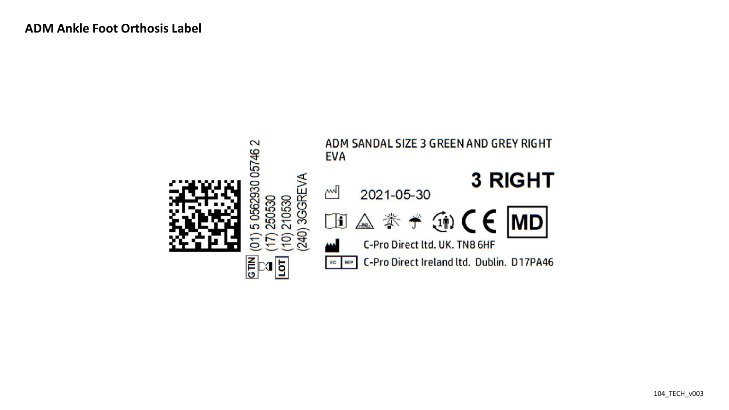**ADM Ankle Foot Orthosis Label**

GTIN (01) 5 0562930 05746 2

(17) 250530

LOT (10) 210530

(240) 3GGREVA

ADM SANDAL SIZE 3 GREEN AND GREY RIGHT EVA

3 RIGHT

2021-05-30

CE MD

C-Pro Direct ltd. UK. TN8 6HF

EC REP C-Pro Direct Ireland ltd. Dublin. D17PA46

104_TECH_v003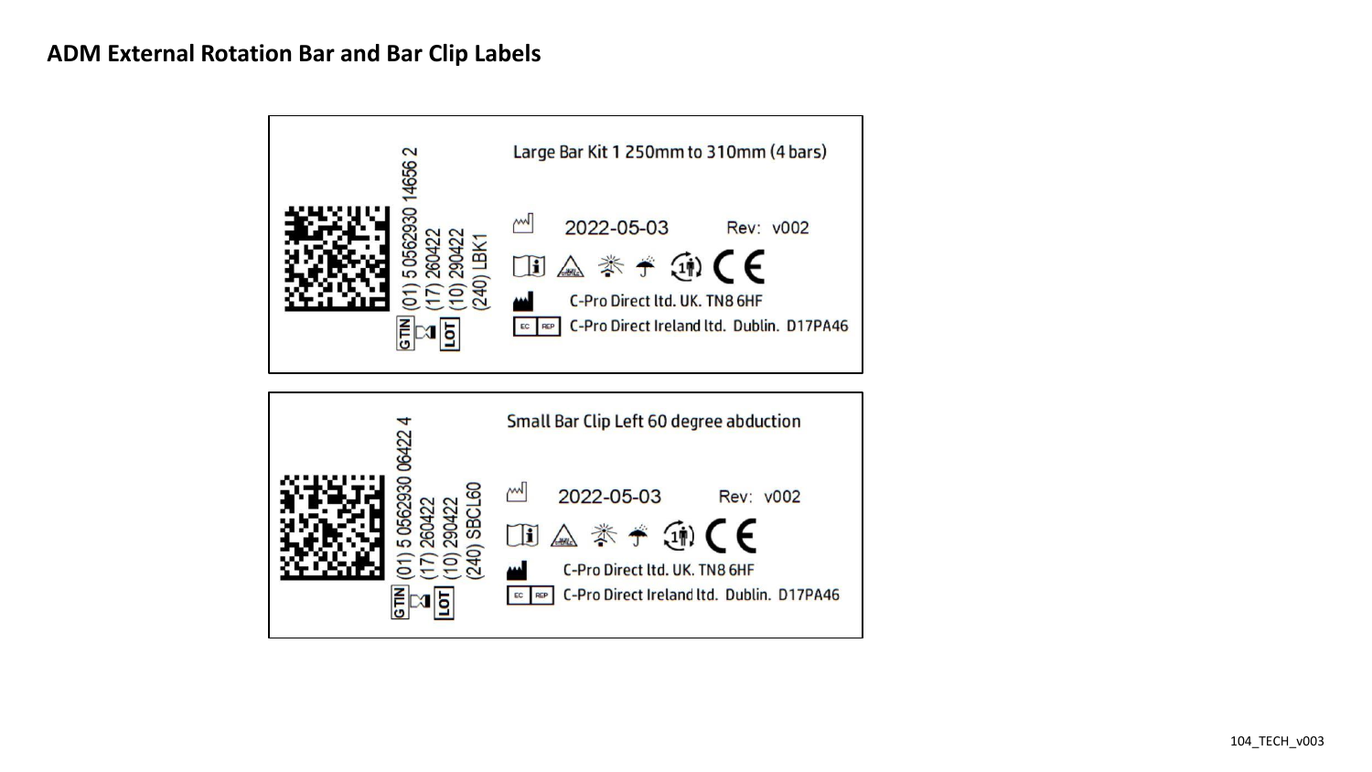## ADM External Rotation Bar and Bar Clip Labels

(01) 5 0562930 14656 2
(17) 260422
(10) 290422
(240) LBK1

GTIN LOT

Large Bar Kit 1 250mm to 310mm (4 bars)

2022-05-03 Rev: v002

C-Pro Direct ltd. UK. TN8 6HF

EC REP C-Pro Direct Ireland ltd. Dublin. D17PA46

(01) 5 0562930 06422 4
(17) 260422
(10) 290422
(240) SBCL60

GTIN LOT

Small Bar Clip Left 60 degree abduction

2022-05-03 Rev: v002

C-Pro Direct ltd. UK. TN8 6HF

EC REP C-Pro Direct Ireland ltd. Dublin. D17PA46

104_TECH_v003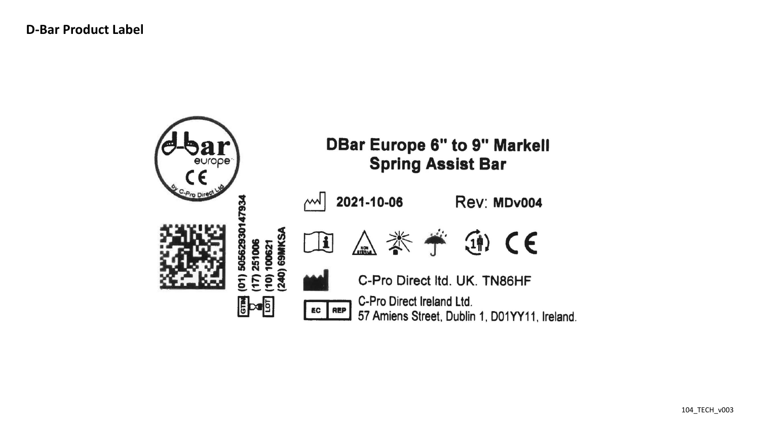**D-Bar Product Label**

d-bar europe

CE

by C-Pro Direct Ltd

**DBar Europe 6" to 9" Markell Spring Assist Bar**

2021-10-06 Rev: MDv004

(01) 5056293014793​4
(17) 251006
(10) 100621
(240) 69MKSA

GTIN LOT

NON STERILE

CE

C-Pro Direct ltd. UK. TN86HF

EC REP C-Pro Direct Ireland Ltd.
57 Amiens Street, Dublin 1, D01YY11, Ireland.

104_TECH_v003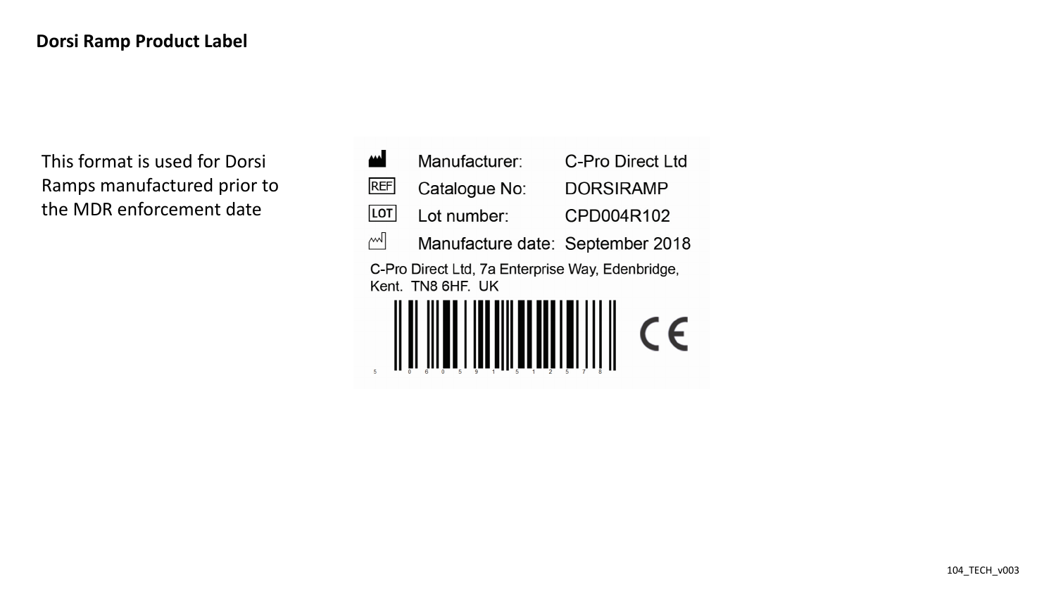**Dorsi Ramp Product Label**

This format is used for Dorsi Ramps manufactured prior to the MDR enforcement date

| | | |
|---|---|---|
| | Manufacturer: | C-Pro Direct Ltd |
| REF | Catalogue No: | DORSIRAMP |
| LOT | Lot number: | CPD004R102 |
| | Manufacture date: | September 2018 |

C-Pro Direct Ltd, 7a Enterprise Way, Edenbridge, Kent. TN8 6HF. UK

5 060591 512578

CE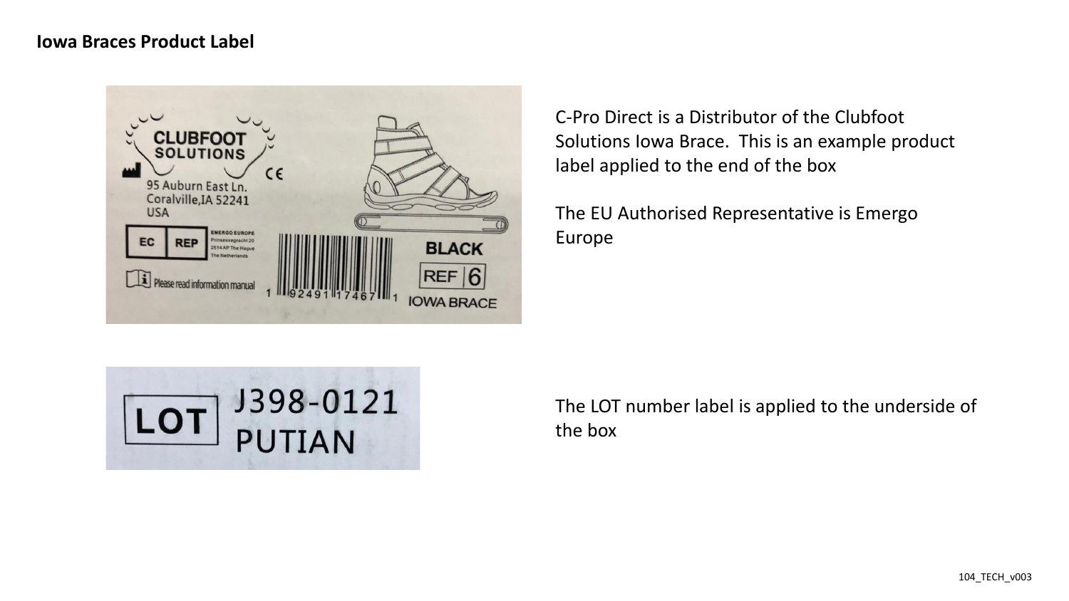**Iowa Braces Product Label**

CLUBFOOT SOLUTIONS

95 Auburn East Ln.
Coralville,IA 52241
USA

CE

EC REP
EMERGO EUROPE
Prinsessegracht 20
2514 AP The Hague
The Netherlands

Please read information manual

1 92491 17467 1

BLACK

REF 6

IOWA BRACE

C-Pro Direct is a Distributor of the Clubfoot Solutions Iowa Brace. This is an example product label applied to the end of the box

The EU Authorised Representative is Emergo Europe

LOT J398-0121
PUTIAN

The LOT number label is applied to the underside of the box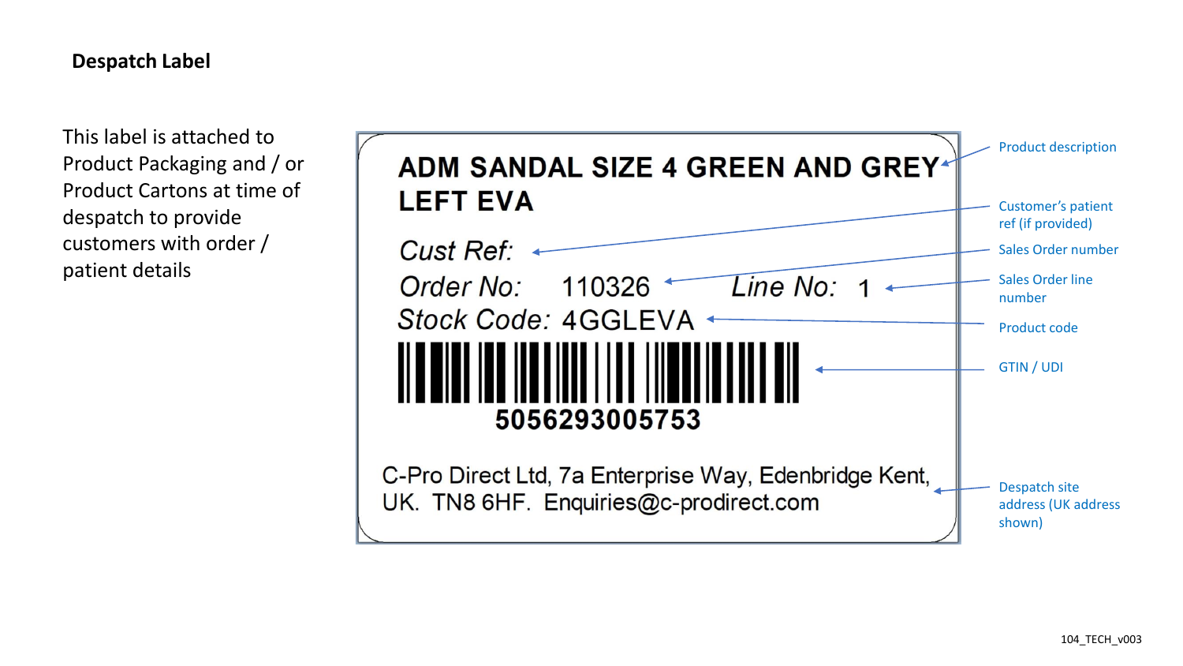## Despatch Label

This label is attached to Product Packaging and / or Product Cartons at time of despatch to provide customers with order / patient details

**ADM SANDAL SIZE 4 GREEN AND GREY LEFT EVA**

*Cust Ref:*

*Order No:* 110326 *Line No:* 1

*Stock Code:* 4GGLEVA

5056293005753

C-Pro Direct Ltd, 7a Enterprise Way, Edenbridge Kent, UK. TN8 6HF. Enquiries@c-prodirect.com

- Product description
- Customer's patient ref (if provided)
- Sales Order number
- Sales Order line number
- Product code
- GTIN / UDI
- Despatch site address (UK address shown)

104_TECH_v003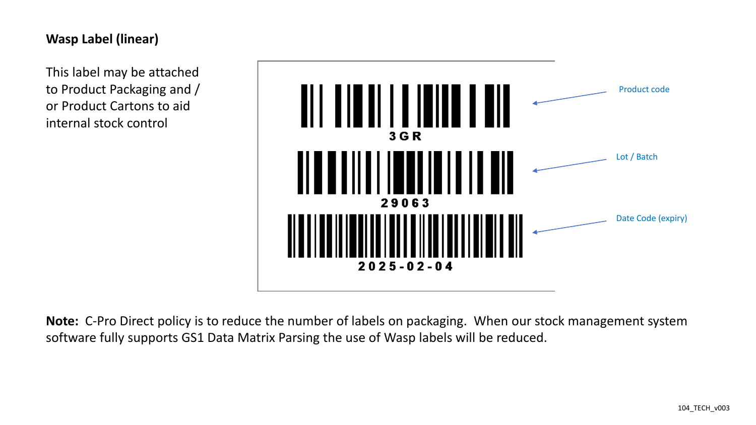## Wasp Label (linear)

This label may be attached to Product Packaging and / or Product Cartons to aid internal stock control

3GR

Product code

29063

Lot / Batch

2025-02-04

Date Code (expiry)

**Note:** C-Pro Direct policy is to reduce the number of labels on packaging. When our stock management system software fully supports GS1 Data Matrix Parsing the use of Wasp labels will be reduced.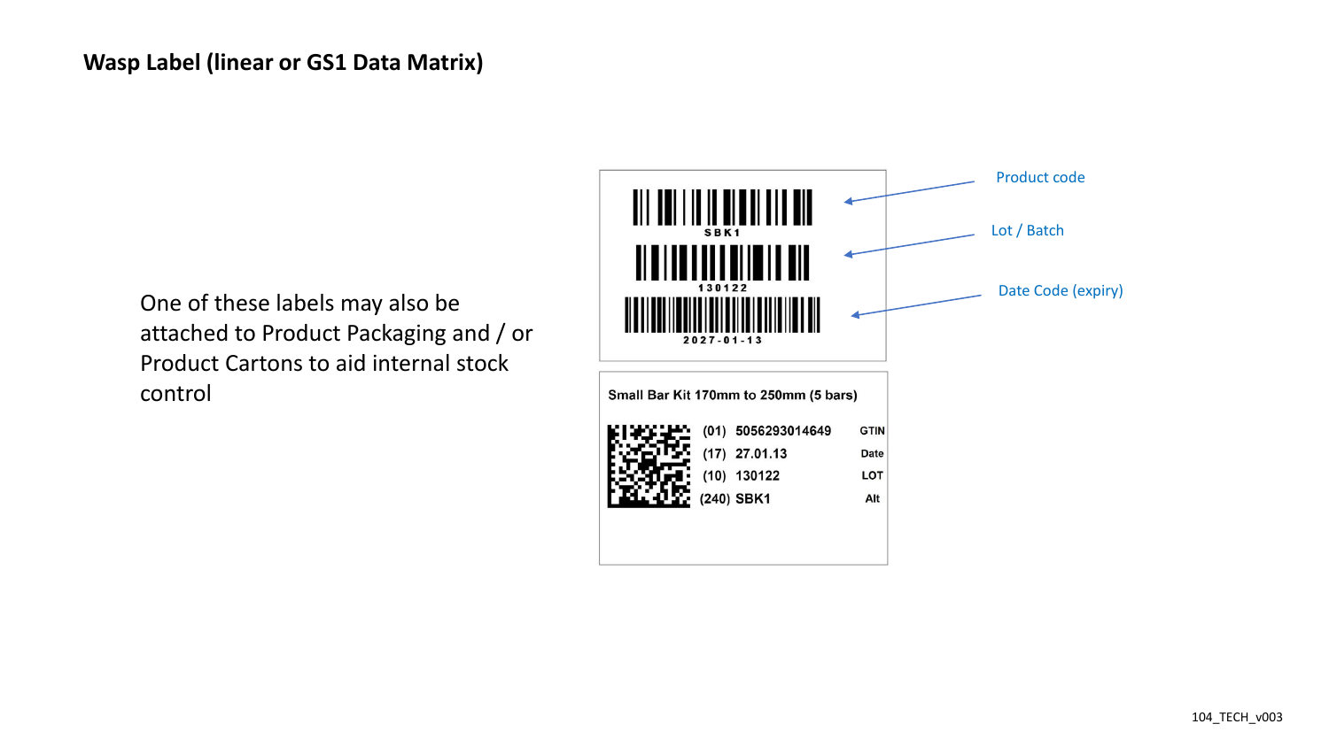## Wasp Label (linear or GS1 Data Matrix)

One of these labels may also be attached to Product Packaging and / or Product Cartons to aid internal stock control

SBK1

130122

2027-01-13

Product code

Lot / Batch

Date Code (expiry)

Small Bar Kit 170mm to 250mm (5 bars)

| | | |
|---|---|---|
| (01) | 5056293014649 | GTIN |
| (17) | 27.01.13 | Date |
| (10) | 130122 | LOT |
| (240) | SBK1 | Alt |

104_TECH_v003